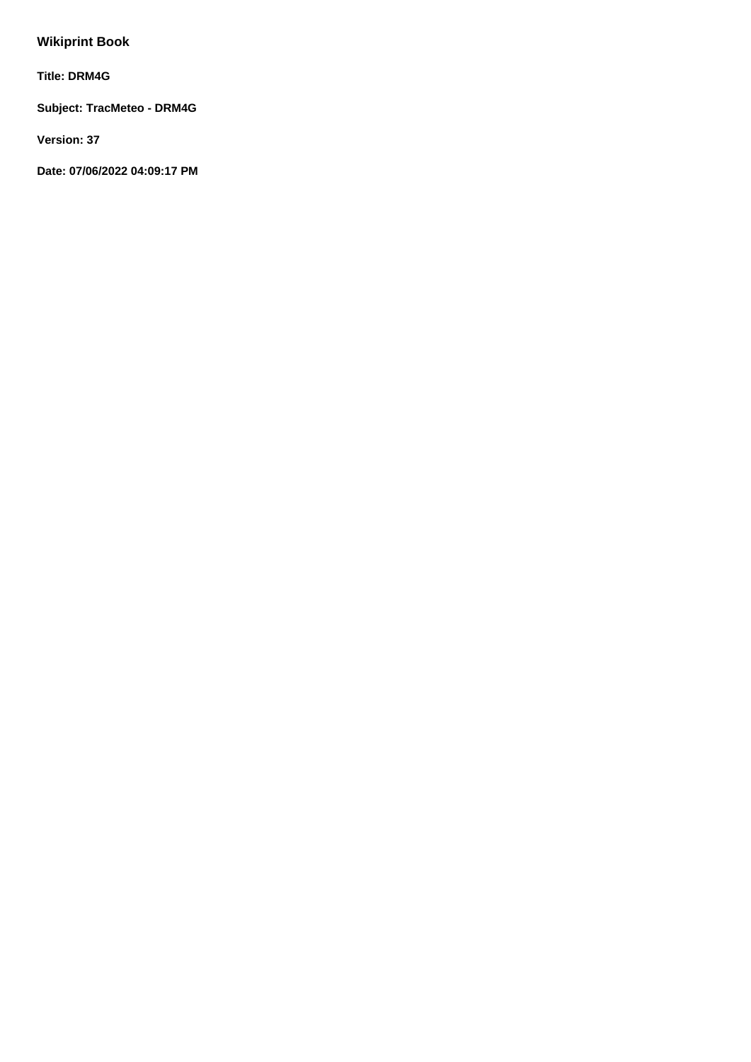**Wikiprint Book**

**Title: DRM4G**

**Subject: TracMeteo - DRM4G**

**Version: 37**

**Date: 07/06/2022 04:09:17 PM**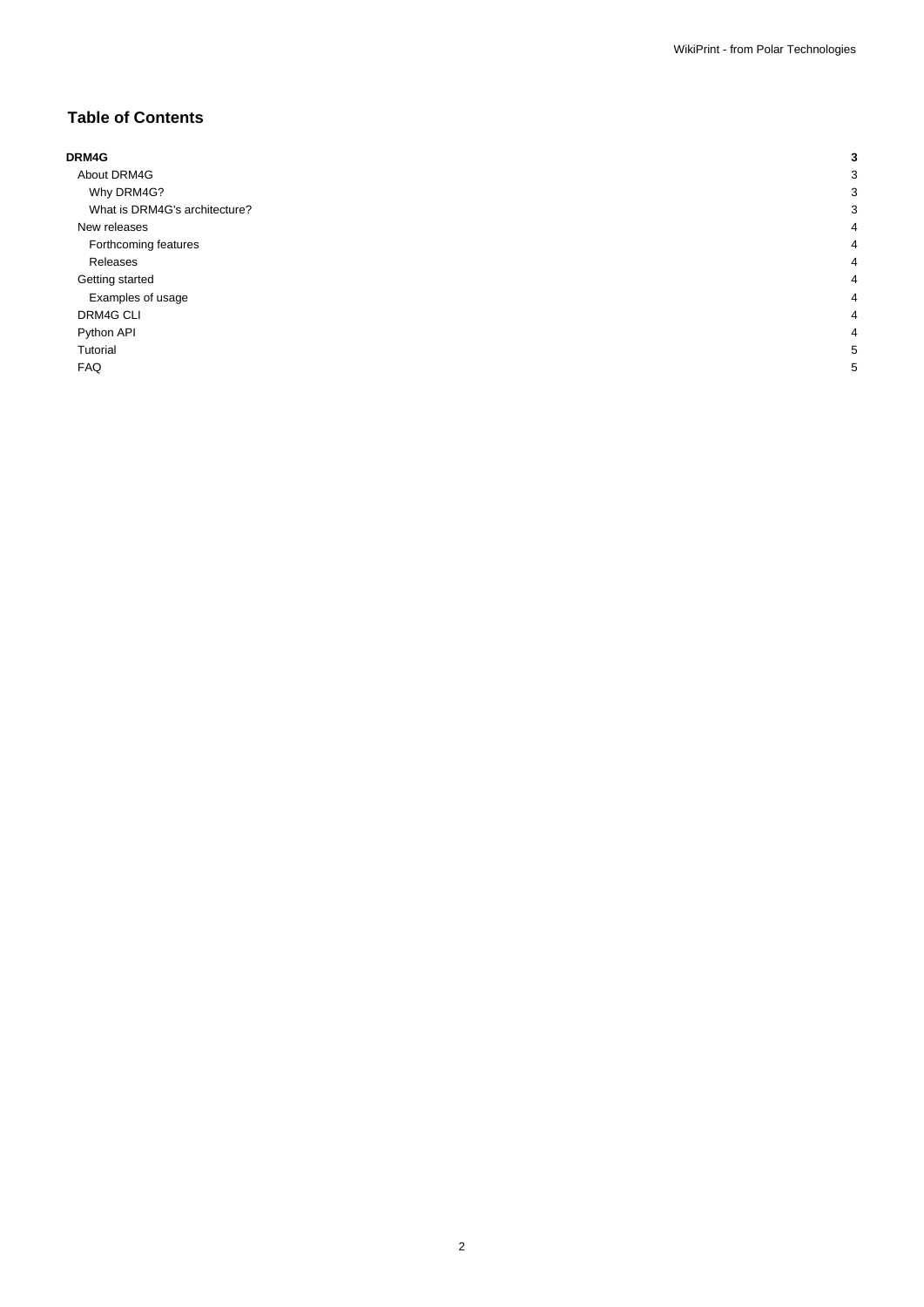## Table of Contents

| | |
|---|---|
| **DRM4G** | **3** |
| About DRM4G | 3 |
| Why DRM4G? | 3 |
| What is DRM4G's architecture? | 3 |
| New releases | 4 |
| Forthcoming features | 4 |
| Releases | 4 |
| Getting started | 4 |
| Examples of usage | 4 |
| DRM4G CLI | 4 |
| Python API | 4 |
| Tutorial | 5 |
| FAQ | 5 |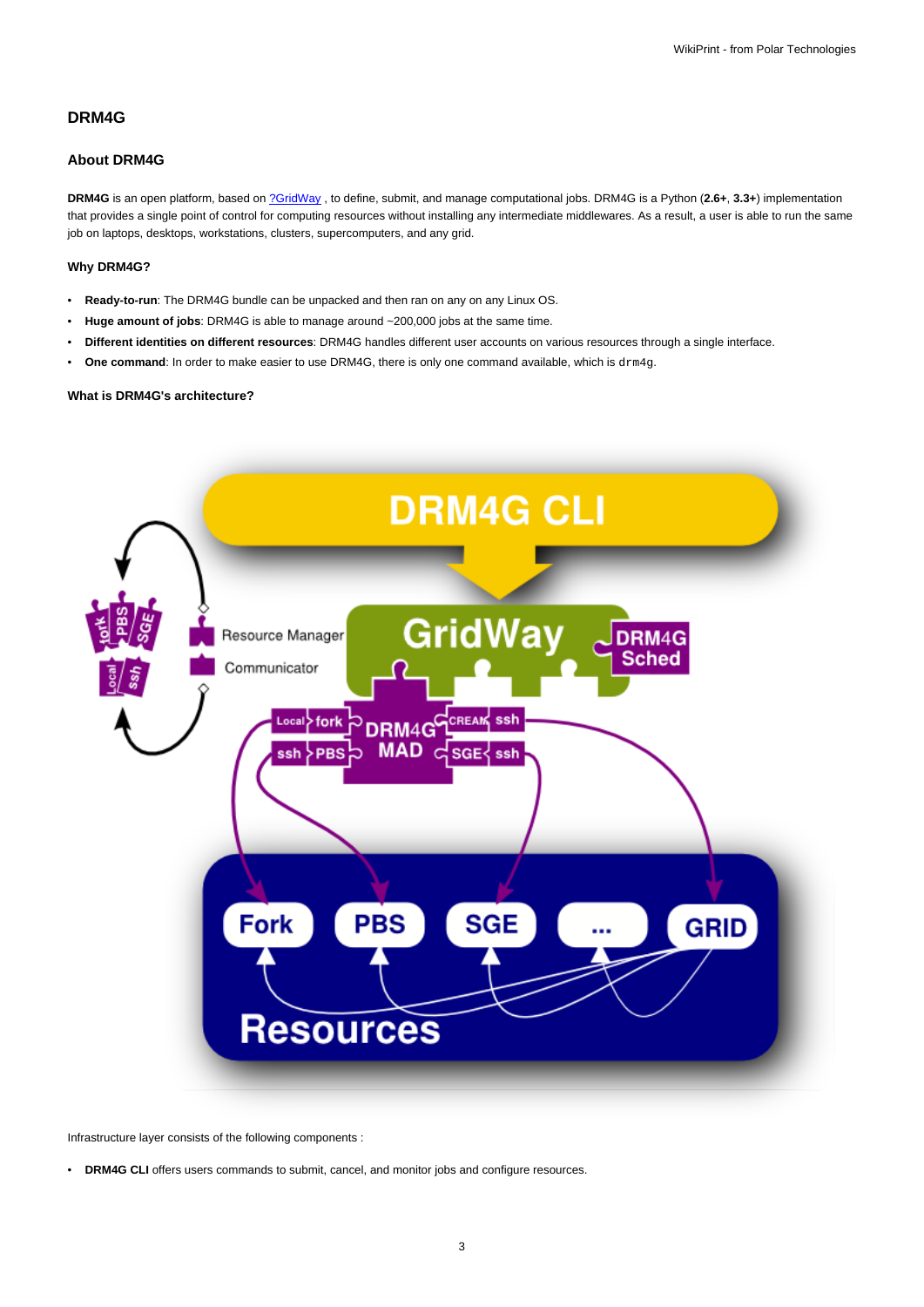## DRM4G

### About DRM4G

**DRM4G** is an open platform, based on ?GridWay , to define, submit, and manage computational jobs. DRM4G is a Python (**2.6+**, **3.3+**) implementation that provides a single point of control for computing resources without installing any intermediate middlewares. As a result, a user is able to run the same job on laptops, desktops, workstations, clusters, supercomputers, and any grid.

#### Why DRM4G?

- **Ready-to-run**: The DRM4G bundle can be unpacked and then ran on any on any Linux OS.
- **Huge amount of jobs**: DRM4G is able to manage around ~200,000 jobs at the same time.
- **Different identities on different resources**: DRM4G handles different user accounts on various resources through a single interface.
- **One command**: In order to make easier to use DRM4G, there is only one command available, which is `drm4g`.

#### What is DRM4G's architecture?

Infrastructure layer consists of the following components :

- **DRM4G CLI** offers users commands to submit, cancel, and monitor jobs and configure resources.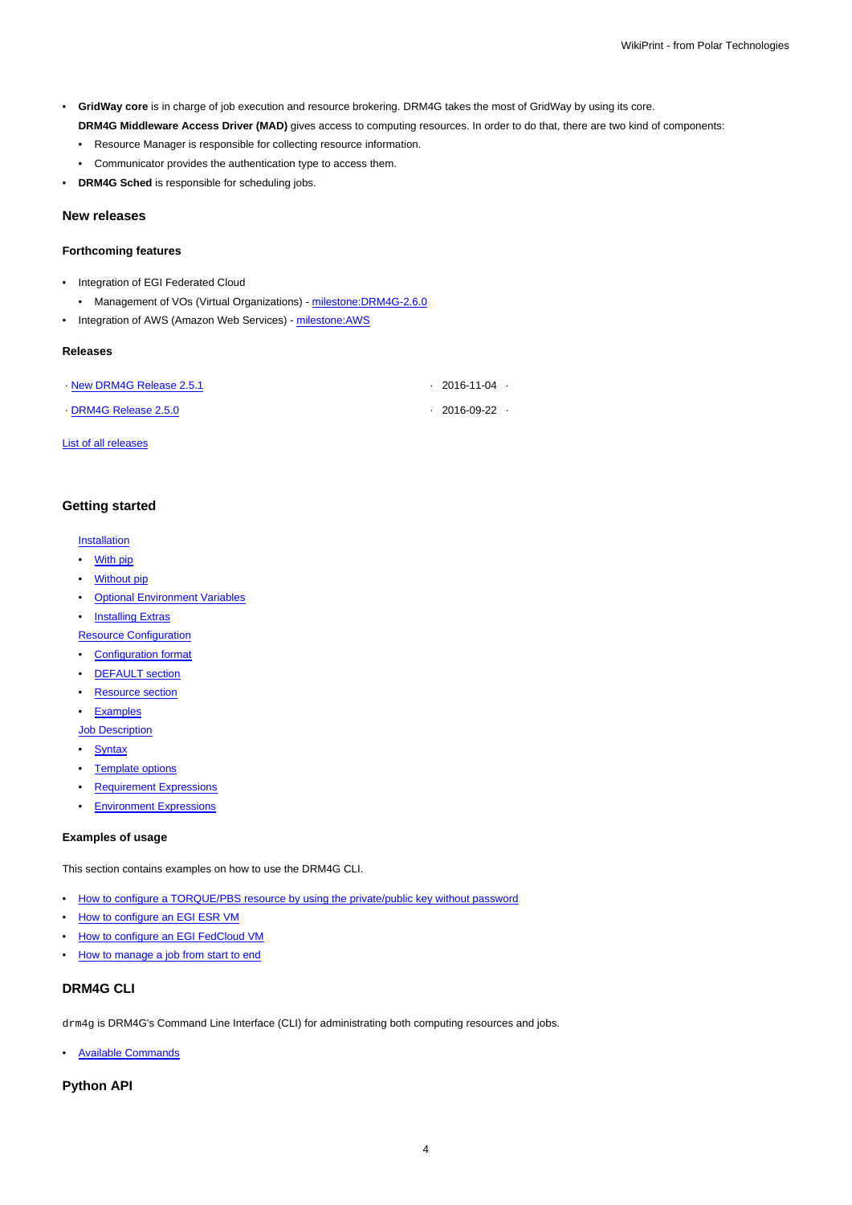- **GridWay core** is in charge of job execution and resource brokering. DRM4G takes the most of GridWay by using its core.
  **DRM4G Middleware Access Driver (MAD)** gives access to computing resources. In order to do that, there are two kind of components:
  - Resource Manager is responsible for collecting resource information.
  - Communicator provides the authentication type to access them.
- **DRM4G Sched** is responsible for scheduling jobs.

### New releases

#### Forthcoming features

- Integration of EGI Federated Cloud
  - Management of VOs (Virtual Organizations) - milestone:DRM4G-2.6.0
- Integration of AWS (Amazon Web Services) - milestone:AWS

#### Releases

| | |
|---|---|
| New DRM4G Release 2.5.1 | 2016-11-04 |
| DRM4G Release 2.5.0 | 2016-09-22 |

List of all releases

### Getting started

Installation

- With pip
- Without pip
- Optional Environment Variables
- Installing Extras

Resource Configuration

- Configuration format
- DEFAULT section
- Resource section
- Examples

Job Description

- Syntax
- Template options
- Requirement Expressions
- Environment Expressions

#### Examples of usage

This section contains examples on how to use the DRM4G CLI.

- How to configure a TORQUE/PBS resource by using the private/public key without password
- How to configure an EGI ESR VM
- How to configure an EGI FedCloud VM
- How to manage a job from start to end

### DRM4G CLI

`drm4g` is DRM4G's Command Line Interface (CLI) for administrating both computing resources and jobs.

- Available Commands

### Python API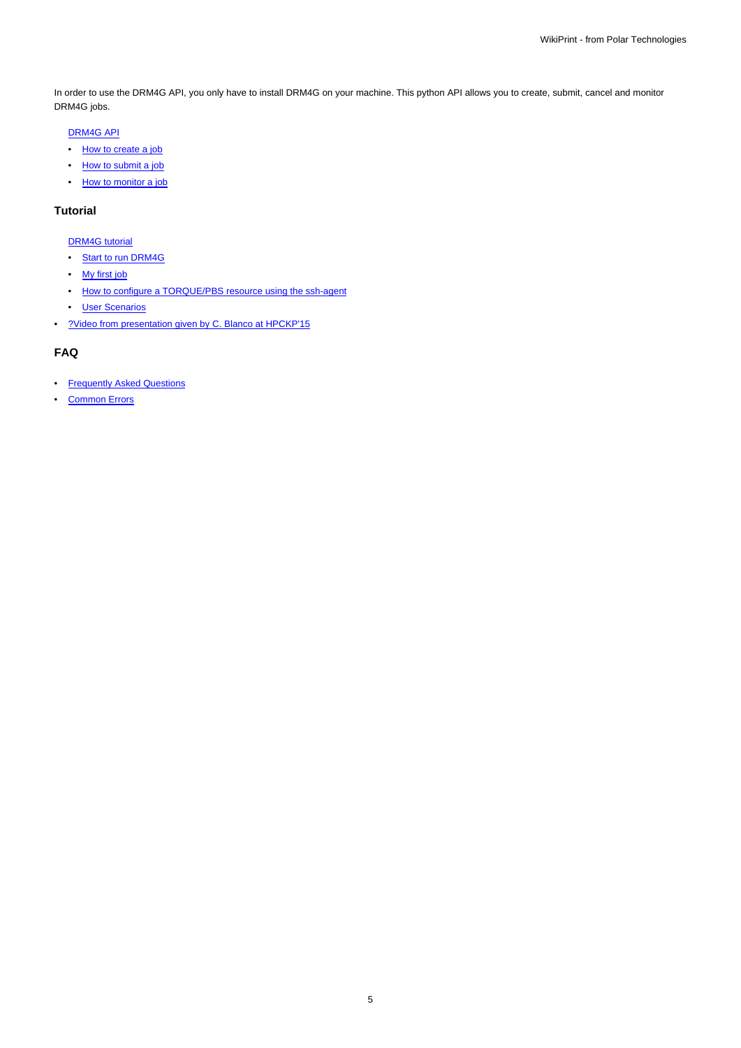In order to use the DRM4G API, you only have to install DRM4G on your machine. This python API allows you to create, submit, cancel and monitor DRM4G jobs.

DRM4G API

- How to create a job
- How to submit a job
- How to monitor a job

### Tutorial

DRM4G tutorial

- Start to run DRM4G
- My first job
- How to configure a TORQUE/PBS resource using the ssh-agent
- User Scenarios

- ?Video from presentation given by C. Blanco at HPCKP'15

### FAQ

- Frequently Asked Questions
- Common Errors